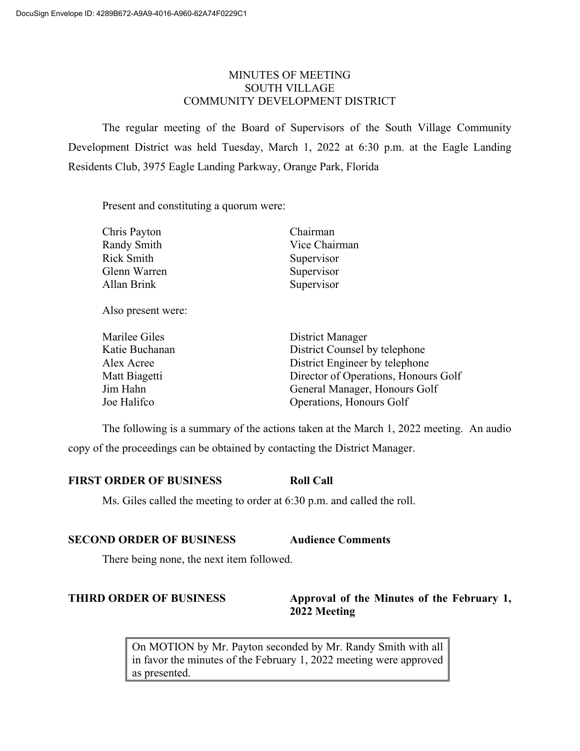DocuSign Envelope ID: 4289B672-A9A9-4016-A960-62A74F0229C1

# MINUTES OF MEETING
# SOUTH VILLAGE
# COMMUNITY DEVELOPMENT DISTRICT

The regular meeting of the Board of Supervisors of the South Village Community Development District was held Tuesday, March 1, 2022 at 6:30 p.m. at the Eagle Landing Residents Club, 3975 Eagle Landing Parkway, Orange Park, Florida

Present and constituting a quorum were:

| | |
|---|---|
| Chris Payton | Chairman |
| Randy Smith | Vice Chairman |
| Rick Smith | Supervisor |
| Glenn Warren | Supervisor |
| Allan Brink | Supervisor |

Also present were:

| | |
|---|---|
| Marilee Giles | District Manager |
| Katie Buchanan | District Counsel by telephone |
| Alex Acree | District Engineer by telephone |
| Matt Biagetti | Director of Operations, Honours Golf |
| Jim Hahn | General Manager, Honours Golf |
| Joe Halifco | Operations, Honours Golf |

The following is a summary of the actions taken at the March 1, 2022 meeting. An audio copy of the proceedings can be obtained by contacting the District Manager.

**FIRST ORDER OF BUSINESS** **Roll Call**

Ms. Giles called the meeting to order at 6:30 p.m. and called the roll.

**SECOND ORDER OF BUSINESS** **Audience Comments**

There being none, the next item followed.

**THIRD ORDER OF BUSINESS** **Approval of the Minutes of the February 1, 2022 Meeting**

> On MOTION by Mr. Payton seconded by Mr. Randy Smith with all in favor the minutes of the February 1, 2022 meeting were approved as presented.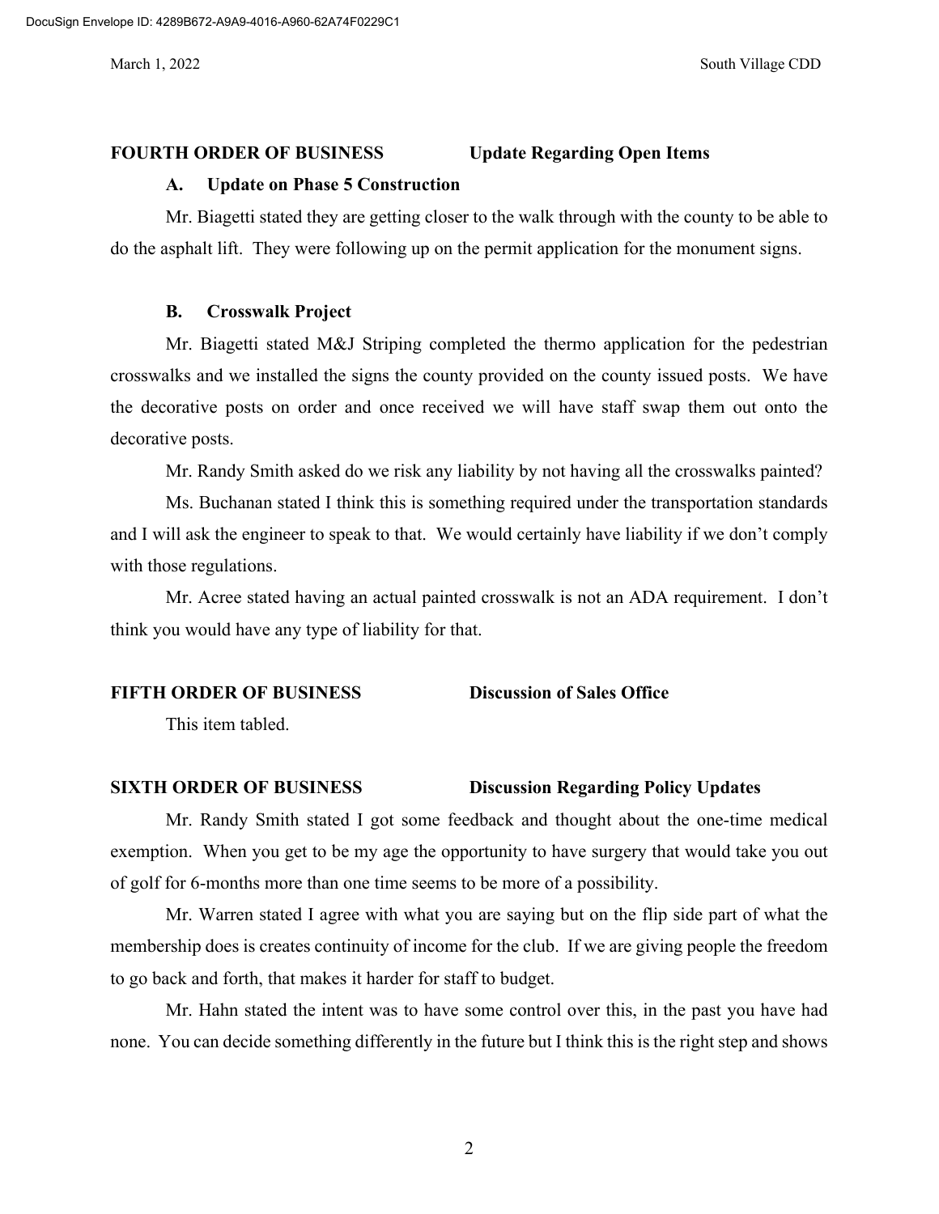**FOURTH ORDER OF BUSINESS Update Regarding Open Items**

**A. Update on Phase 5 Construction**

Mr. Biagetti stated they are getting closer to the walk through with the county to be able to do the asphalt lift. They were following up on the permit application for the monument signs.

**B. Crosswalk Project**

Mr. Biagetti stated M&J Striping completed the thermo application for the pedestrian crosswalks and we installed the signs the county provided on the county issued posts. We have the decorative posts on order and once received we will have staff swap them out onto the decorative posts.

Mr. Randy Smith asked do we risk any liability by not having all the crosswalks painted?

Ms. Buchanan stated I think this is something required under the transportation standards and I will ask the engineer to speak to that. We would certainly have liability if we don't comply with those regulations.

Mr. Acree stated having an actual painted crosswalk is not an ADA requirement. I don't think you would have any type of liability for that.

**FIFTH ORDER OF BUSINESS Discussion of Sales Office**

This item tabled.

**SIXTH ORDER OF BUSINESS Discussion Regarding Policy Updates**

Mr. Randy Smith stated I got some feedback and thought about the one-time medical exemption. When you get to be my age the opportunity to have surgery that would take you out of golf for 6-months more than one time seems to be more of a possibility.

Mr. Warren stated I agree with what you are saying but on the flip side part of what the membership does is creates continuity of income for the club. If we are giving people the freedom to go back and forth, that makes it harder for staff to budget.

Mr. Hahn stated the intent was to have some control over this, in the past you have had none. You can decide something differently in the future but I think this is the right step and shows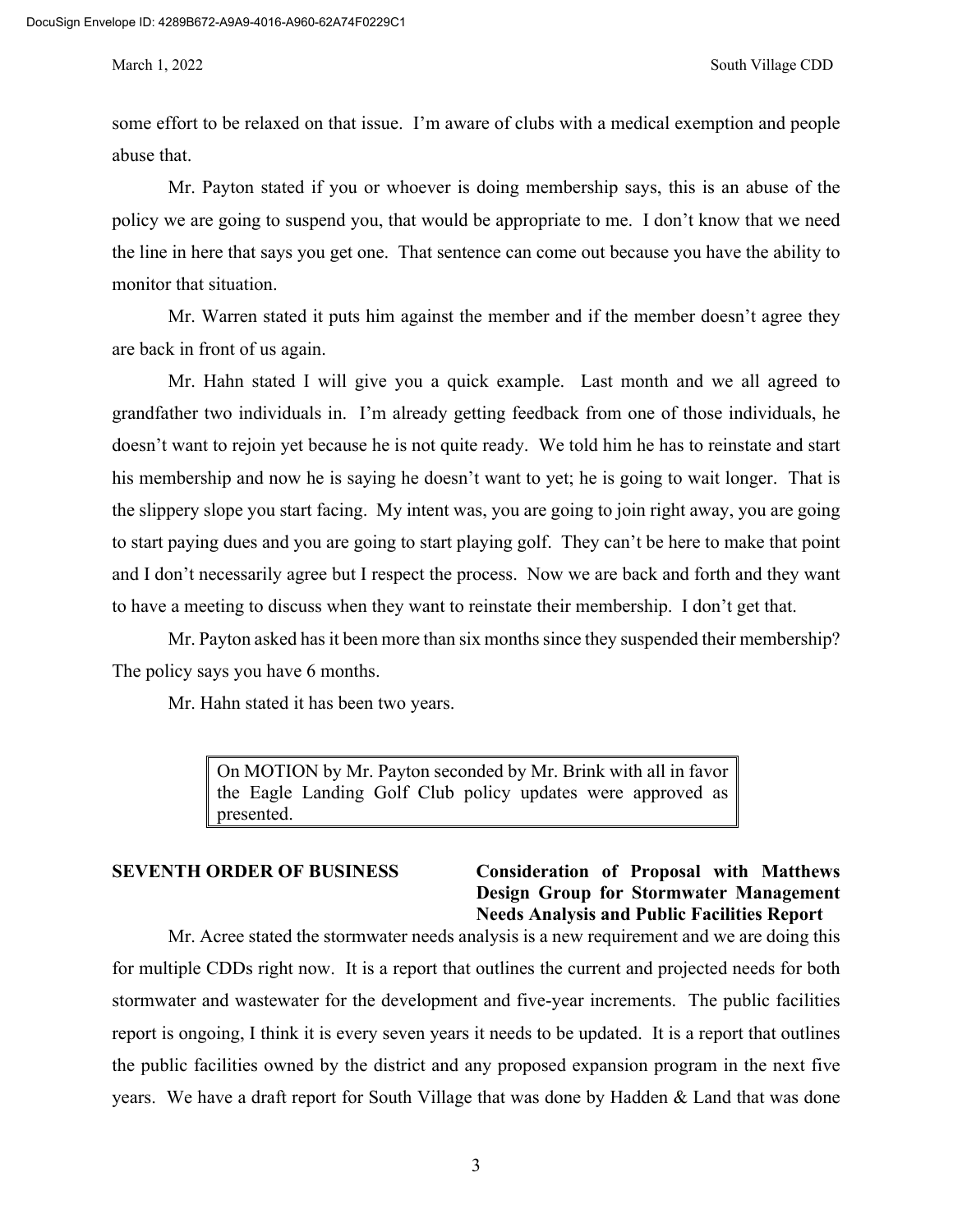some effort to be relaxed on that issue. I'm aware of clubs with a medical exemption and people abuse that.

Mr. Payton stated if you or whoever is doing membership says, this is an abuse of the policy we are going to suspend you, that would be appropriate to me. I don't know that we need the line in here that says you get one. That sentence can come out because you have the ability to monitor that situation.

Mr. Warren stated it puts him against the member and if the member doesn't agree they are back in front of us again.

Mr. Hahn stated I will give you a quick example. Last month and we all agreed to grandfather two individuals in. I'm already getting feedback from one of those individuals, he doesn't want to rejoin yet because he is not quite ready. We told him he has to reinstate and start his membership and now he is saying he doesn't want to yet; he is going to wait longer. That is the slippery slope you start facing. My intent was, you are going to join right away, you are going to start paying dues and you are going to start playing golf. They can't be here to make that point and I don't necessarily agree but I respect the process. Now we are back and forth and they want to have a meeting to discuss when they want to reinstate their membership. I don't get that.

Mr. Payton asked has it been more than six months since they suspended their membership? The policy says you have 6 months.

Mr. Hahn stated it has been two years.

> On MOTION by Mr. Payton seconded by Mr. Brink with all in favor the Eagle Landing Golf Club policy updates were approved as presented.

**SEVENTH ORDER OF BUSINESS** **Consideration of Proposal with Matthews Design Group for Stormwater Management Needs Analysis and Public Facilities Report**

Mr. Acree stated the stormwater needs analysis is a new requirement and we are doing this for multiple CDDs right now. It is a report that outlines the current and projected needs for both stormwater and wastewater for the development and five-year increments. The public facilities report is ongoing, I think it is every seven years it needs to be updated. It is a report that outlines the public facilities owned by the district and any proposed expansion program in the next five years. We have a draft report for South Village that was done by Hadden & Land that was done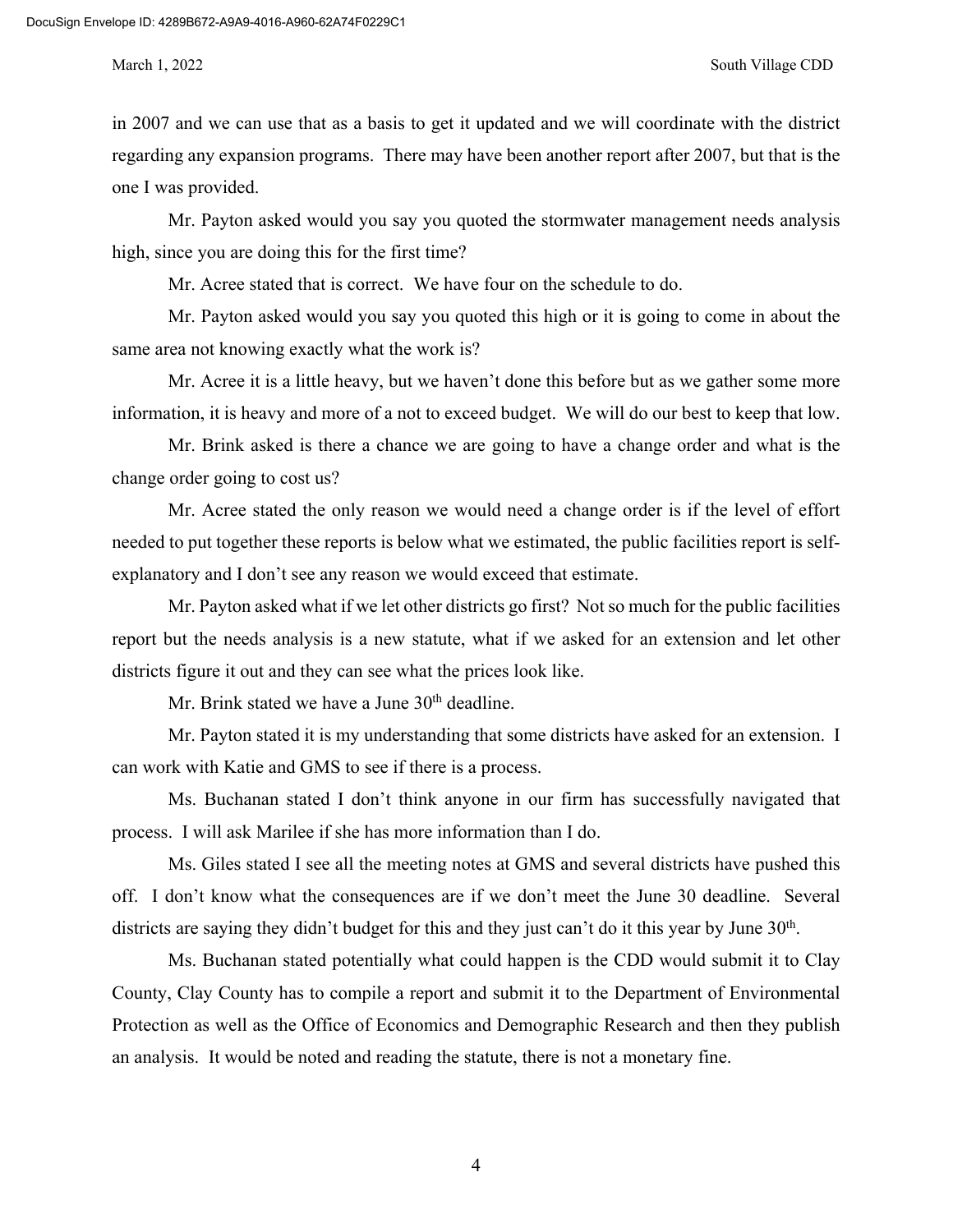in 2007 and we can use that as a basis to get it updated and we will coordinate with the district regarding any expansion programs. There may have been another report after 2007, but that is the one I was provided.

Mr. Payton asked would you say you quoted the stormwater management needs analysis high, since you are doing this for the first time?

Mr. Acree stated that is correct. We have four on the schedule to do.

Mr. Payton asked would you say you quoted this high or it is going to come in about the same area not knowing exactly what the work is?

Mr. Acree it is a little heavy, but we haven't done this before but as we gather some more information, it is heavy and more of a not to exceed budget. We will do our best to keep that low.

Mr. Brink asked is there a chance we are going to have a change order and what is the change order going to cost us?

Mr. Acree stated the only reason we would need a change order is if the level of effort needed to put together these reports is below what we estimated, the public facilities report is self-explanatory and I don't see any reason we would exceed that estimate.

Mr. Payton asked what if we let other districts go first? Not so much for the public facilities report but the needs analysis is a new statute, what if we asked for an extension and let other districts figure it out and they can see what the prices look like.

Mr. Brink stated we have a June 30th deadline.

Mr. Payton stated it is my understanding that some districts have asked for an extension. I can work with Katie and GMS to see if there is a process.

Ms. Buchanan stated I don't think anyone in our firm has successfully navigated that process. I will ask Marilee if she has more information than I do.

Ms. Giles stated I see all the meeting notes at GMS and several districts have pushed this off. I don't know what the consequences are if we don't meet the June 30 deadline. Several districts are saying they didn't budget for this and they just can't do it this year by June 30th.

Ms. Buchanan stated potentially what could happen is the CDD would submit it to Clay County, Clay County has to compile a report and submit it to the Department of Environmental Protection as well as the Office of Economics and Demographic Research and then they publish an analysis. It would be noted and reading the statute, there is not a monetary fine.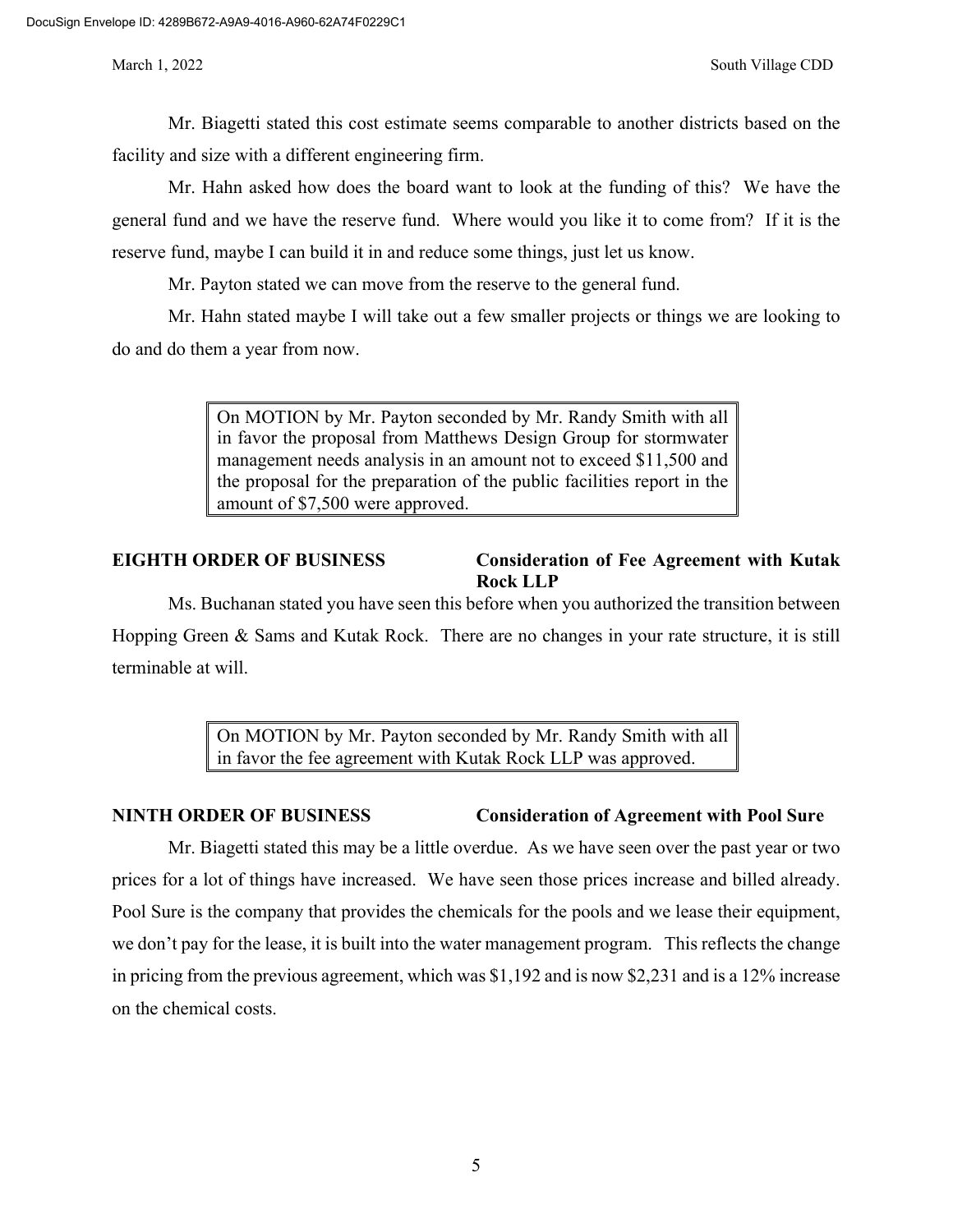Mr. Biagetti stated this cost estimate seems comparable to another districts based on the facility and size with a different engineering firm.

Mr. Hahn asked how does the board want to look at the funding of this? We have the general fund and we have the reserve fund. Where would you like it to come from? If it is the reserve fund, maybe I can build it in and reduce some things, just let us know.

Mr. Payton stated we can move from the reserve to the general fund.

Mr. Hahn stated maybe I will take out a few smaller projects or things we are looking to do and do them a year from now.

> On MOTION by Mr. Payton seconded by Mr. Randy Smith with all in favor the proposal from Matthews Design Group for stormwater management needs analysis in an amount not to exceed $11,500 and the proposal for the preparation of the public facilities report in the amount of $7,500 were approved.

**EIGHTH ORDER OF BUSINESS** **Consideration of Fee Agreement with Kutak Rock LLP**

Ms. Buchanan stated you have seen this before when you authorized the transition between Hopping Green & Sams and Kutak Rock. There are no changes in your rate structure, it is still terminable at will.

> On MOTION by Mr. Payton seconded by Mr. Randy Smith with all in favor the fee agreement with Kutak Rock LLP was approved.

**NINTH ORDER OF BUSINESS** **Consideration of Agreement with Pool Sure**

Mr. Biagetti stated this may be a little overdue. As we have seen over the past year or two prices for a lot of things have increased. We have seen those prices increase and billed already. Pool Sure is the company that provides the chemicals for the pools and we lease their equipment, we don't pay for the lease, it is built into the water management program. This reflects the change in pricing from the previous agreement, which was $1,192 and is now $2,231 and is a 12% increase on the chemical costs.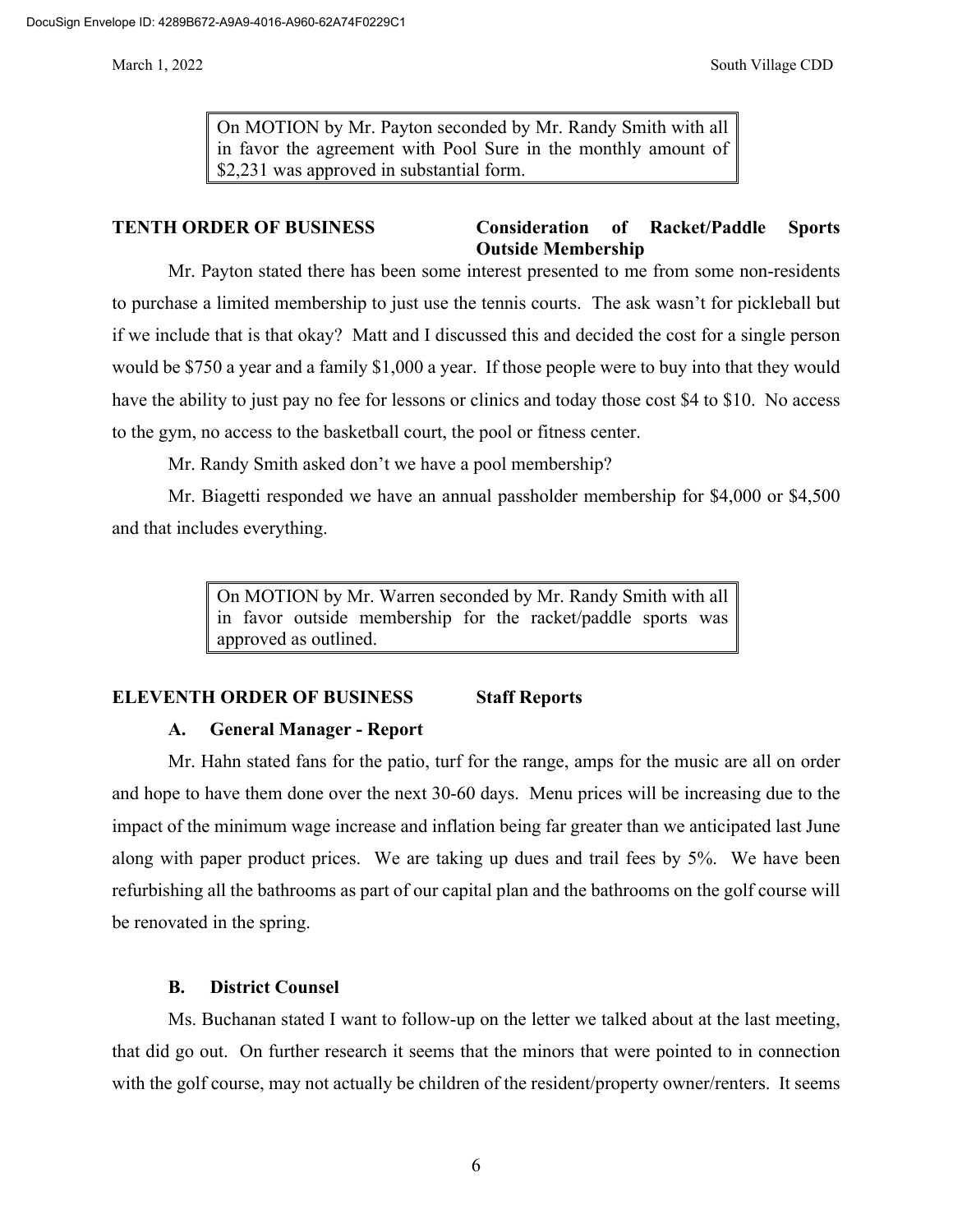> On MOTION by Mr. Payton seconded by Mr. Randy Smith with all in favor the agreement with Pool Sure in the monthly amount of $2,231 was approved in substantial form.

**TENTH ORDER OF BUSINESS** **Consideration of Racket/Paddle Sports Outside Membership**

Mr. Payton stated there has been some interest presented to me from some non-residents to purchase a limited membership to just use the tennis courts. The ask wasn't for pickleball but if we include that is that okay? Matt and I discussed this and decided the cost for a single person would be $750 a year and a family $1,000 a year. If those people were to buy into that they would have the ability to just pay no fee for lessons or clinics and today those cost $4 to $10. No access to the gym, no access to the basketball court, the pool or fitness center.

Mr. Randy Smith asked don't we have a pool membership?

Mr. Biagetti responded we have an annual passholder membership for $4,000 or $4,500 and that includes everything.

> On MOTION by Mr. Warren seconded by Mr. Randy Smith with all in favor outside membership for the racket/paddle sports was approved as outlined.

**ELEVENTH ORDER OF BUSINESS** **Staff Reports**

**A. General Manager - Report**

Mr. Hahn stated fans for the patio, turf for the range, amps for the music are all on order and hope to have them done over the next 30-60 days. Menu prices will be increasing due to the impact of the minimum wage increase and inflation being far greater than we anticipated last June along with paper product prices. We are taking up dues and trail fees by 5%. We have been refurbishing all the bathrooms as part of our capital plan and the bathrooms on the golf course will be renovated in the spring.

**B. District Counsel**

Ms. Buchanan stated I want to follow-up on the letter we talked about at the last meeting, that did go out. On further research it seems that the minors that were pointed to in connection with the golf course, may not actually be children of the resident/property owner/renters. It seems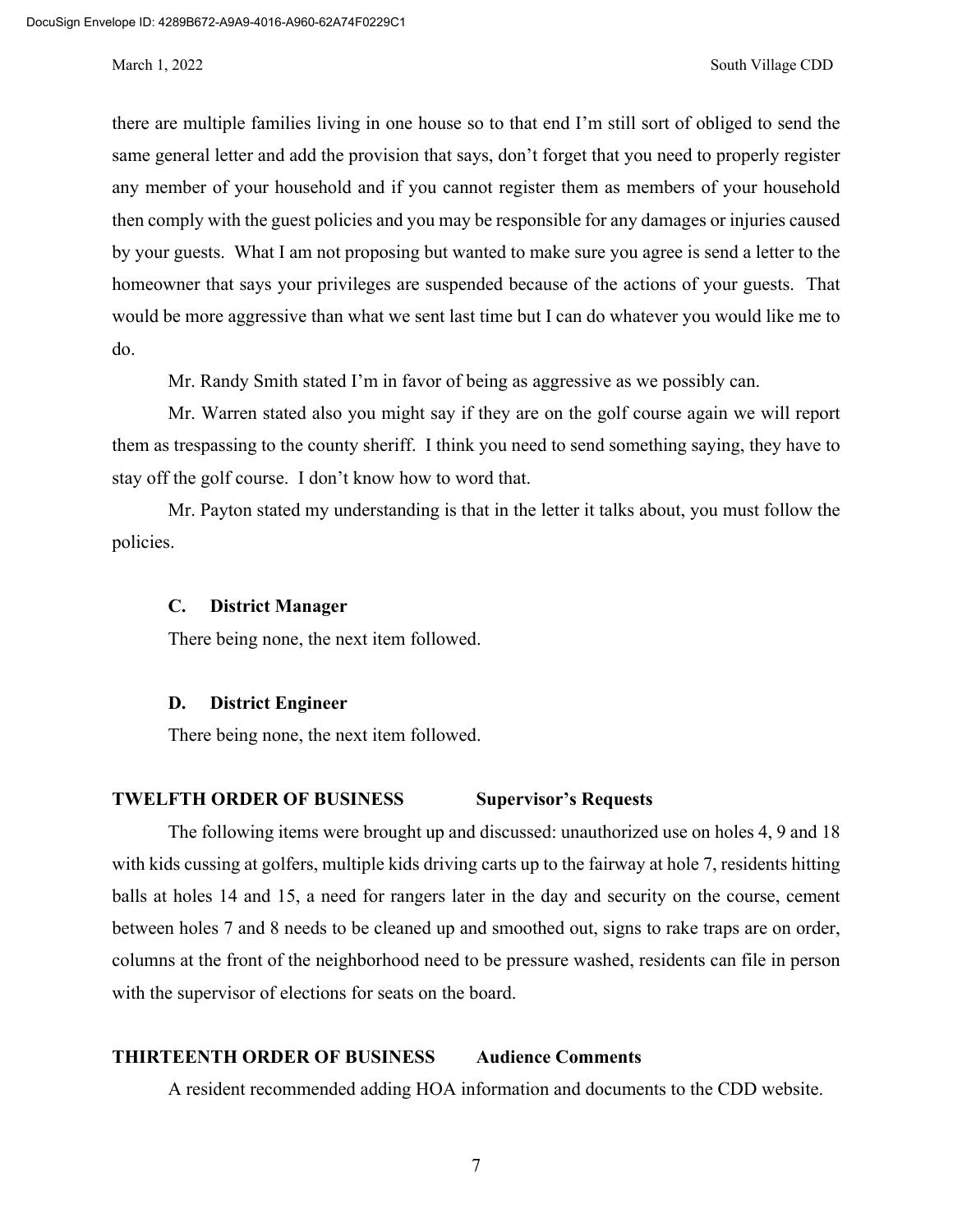there are multiple families living in one house so to that end I'm still sort of obliged to send the same general letter and add the provision that says, don't forget that you need to properly register any member of your household and if you cannot register them as members of your household then comply with the guest policies and you may be responsible for any damages or injuries caused by your guests. What I am not proposing but wanted to make sure you agree is send a letter to the homeowner that says your privileges are suspended because of the actions of your guests. That would be more aggressive than what we sent last time but I can do whatever you would like me to do.

Mr. Randy Smith stated I'm in favor of being as aggressive as we possibly can.

Mr. Warren stated also you might say if they are on the golf course again we will report them as trespassing to the county sheriff. I think you need to send something saying, they have to stay off the golf course. I don't know how to word that.

Mr. Payton stated my understanding is that in the letter it talks about, you must follow the policies.

### C. District Manager

There being none, the next item followed.

### D. District Engineer

There being none, the next item followed.

## TWELFTH ORDER OF BUSINESS Supervisor's Requests

The following items were brought up and discussed: unauthorized use on holes 4, 9 and 18 with kids cussing at golfers, multiple kids driving carts up to the fairway at hole 7, residents hitting balls at holes 14 and 15, a need for rangers later in the day and security on the course, cement between holes 7 and 8 needs to be cleaned up and smoothed out, signs to rake traps are on order, columns at the front of the neighborhood need to be pressure washed, residents can file in person with the supervisor of elections for seats on the board.

## THIRTEENTH ORDER OF BUSINESS Audience Comments

A resident recommended adding HOA information and documents to the CDD website.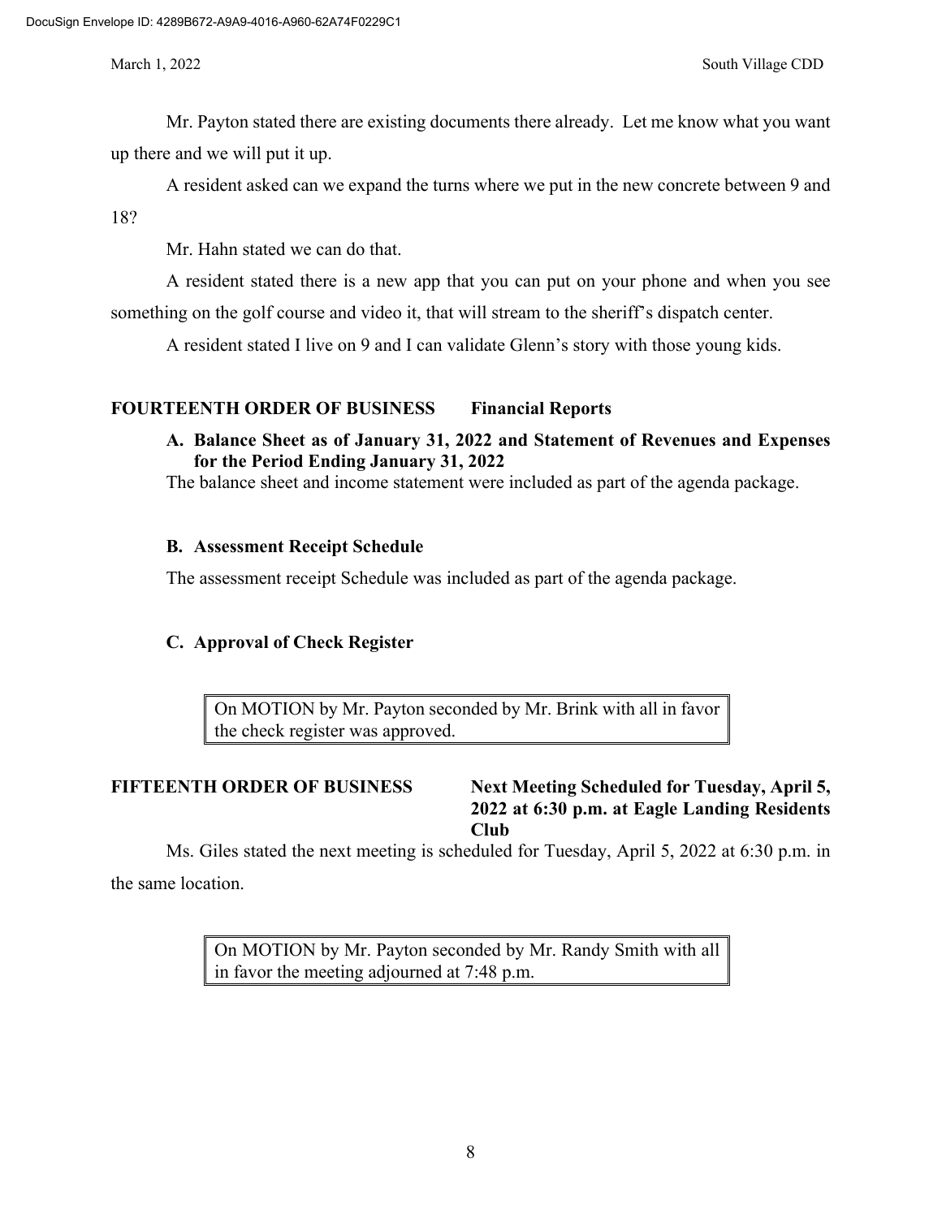Mr. Payton stated there are existing documents there already. Let me know what you want up there and we will put it up.

A resident asked can we expand the turns where we put in the new concrete between 9 and 18?

Mr. Hahn stated we can do that.

A resident stated there is a new app that you can put on your phone and when you see something on the golf course and video it, that will stream to the sheriff's dispatch center.

A resident stated I live on 9 and I can validate Glenn's story with those young kids.

## FOURTEENTH ORDER OF BUSINESS Financial Reports

### A. Balance Sheet as of January 31, 2022 and Statement of Revenues and Expenses for the Period Ending January 31, 2022

The balance sheet and income statement were included as part of the agenda package.

### B. Assessment Receipt Schedule

The assessment receipt Schedule was included as part of the agenda package.

### C. Approval of Check Register

> On MOTION by Mr. Payton seconded by Mr. Brink with all in favor the check register was approved.

## FIFTEENTH ORDER OF BUSINESS Next Meeting Scheduled for Tuesday, April 5, 2022 at 6:30 p.m. at Eagle Landing Residents Club

Ms. Giles stated the next meeting is scheduled for Tuesday, April 5, 2022 at 6:30 p.m. in the same location.

> On MOTION by Mr. Payton seconded by Mr. Randy Smith with all in favor the meeting adjourned at 7:48 p.m.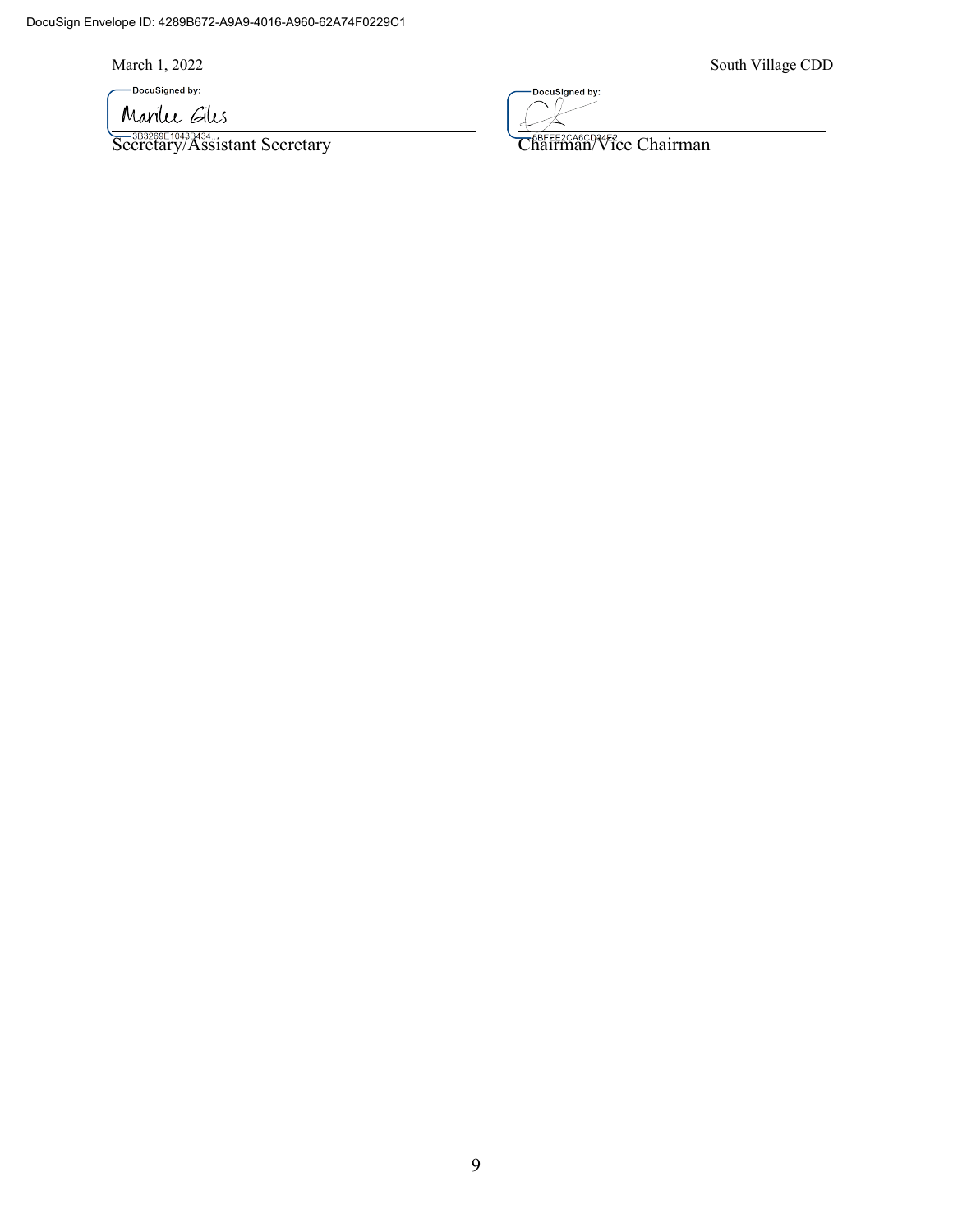March 1, 2022

South Village CDD

DocuSigned by:

Marilee Giles

3B3269E1043B434

Secretary/Assistant Secretary

DocuSigned by:

6BFFE2CA6CD34F2

Chairman/Vice Chairman